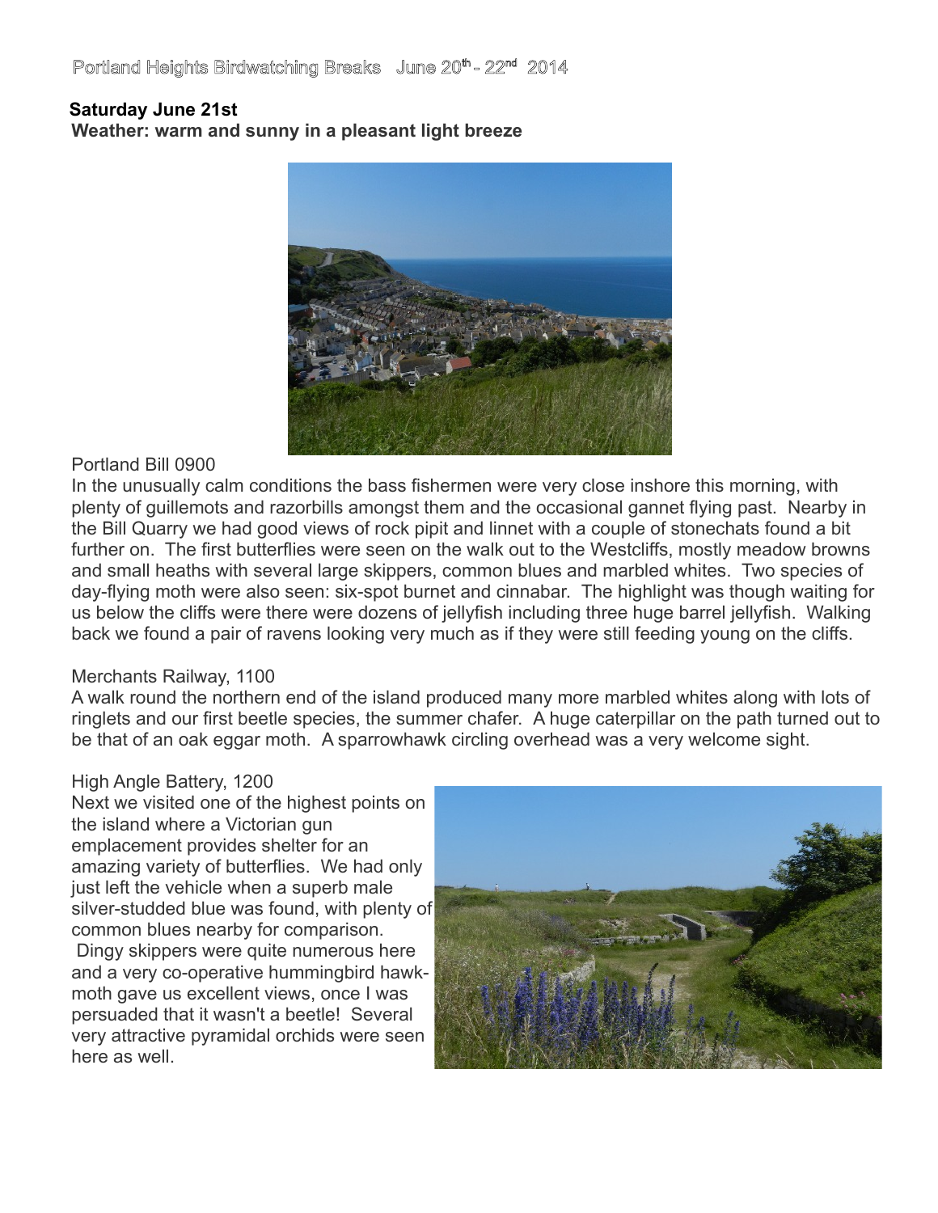Portland Heights Birdwatching Breaks   June 20th - 22nd  2014

**Saturday June 21st**
**Weather: warm and sunny in a pleasant light breeze**

Portland Bill 0900
In the unusually calm conditions the bass fishermen were very close inshore this morning, with plenty of guillemots and razorbills amongst them and the occasional gannet flying past. Nearby in the Bill Quarry we had good views of rock pipit and linnet with a couple of stonechats found a bit further on. The first butterflies were seen on the walk out to the Westcliffs, mostly meadow browns and small heaths with several large skippers, common blues and marbled whites. Two species of day-flying moth were also seen: six-spot burnet and cinnabar. The highlight was though waiting for us below the cliffs were there were dozens of jellyfish including three huge barrel jellyfish. Walking back we found a pair of ravens looking very much as if they were still feeding young on the cliffs.

Merchants Railway, 1100
A walk round the northern end of the island produced many more marbled whites along with lots of ringlets and our first beetle species, the summer chafer. A huge caterpillar on the path turned out to be that of an oak eggar moth. A sparrowhawk circling overhead was a very welcome sight.

High Angle Battery, 1200
Next we visited one of the highest points on the island where a Victorian gun emplacement provides shelter for an amazing variety of butterflies. We had only just left the vehicle when a superb male silver-studded blue was found, with plenty of common blues nearby for comparison. Dingy skippers were quite numerous here and a very co-operative hummingbird hawk-moth gave us excellent views, once I was persuaded that it wasn't a beetle! Several very attractive pyramidal orchids were seen here as well.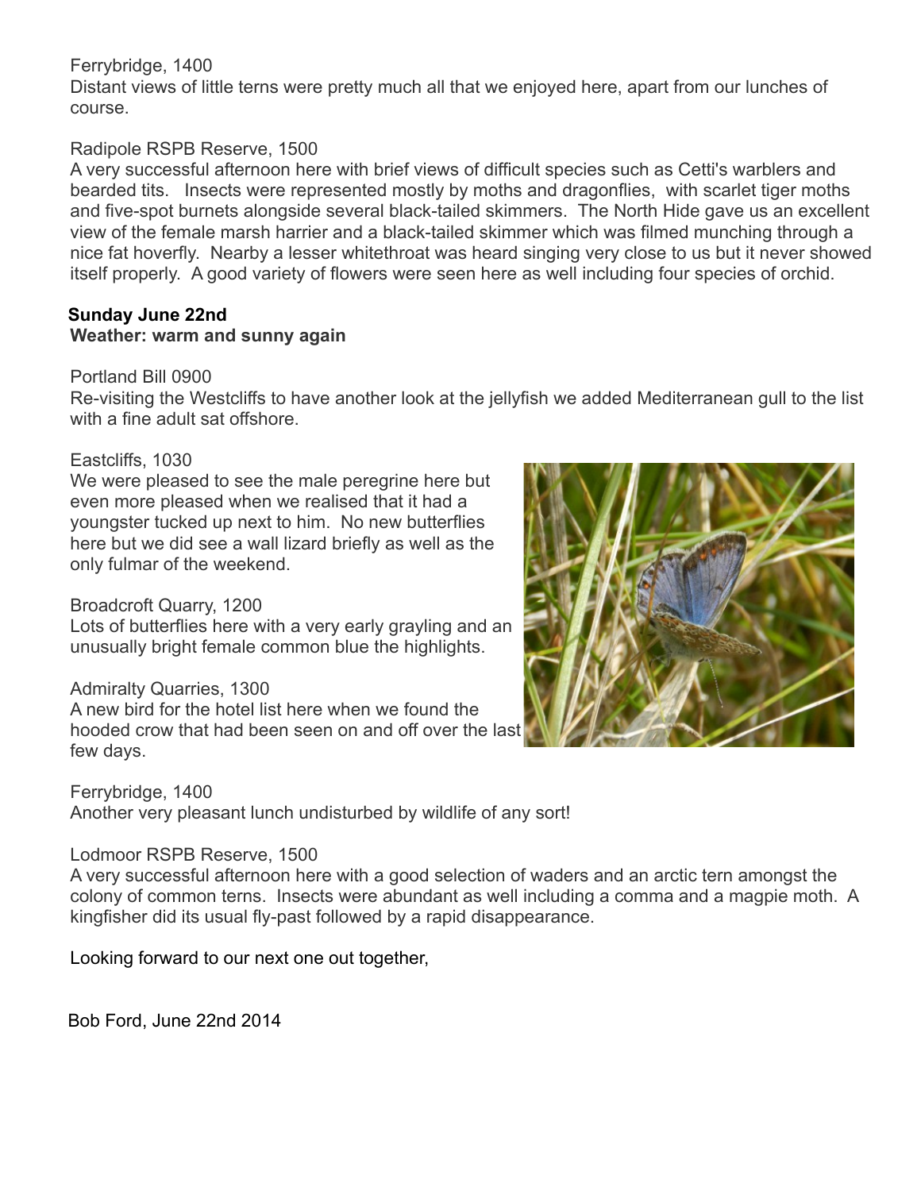Ferrybridge, 1400
Distant views of little terns were pretty much all that we enjoyed here, apart from our lunches of course.

Radipole RSPB Reserve, 1500
A very successful afternoon here with brief views of difficult species such as Cetti's warblers and bearded tits. Insects were represented mostly by moths and dragonflies, with scarlet tiger moths and five-spot burnets alongside several black-tailed skimmers. The North Hide gave us an excellent view of the female marsh harrier and a black-tailed skimmer which was filmed munching through a nice fat hoverfly. Nearby a lesser whitethroat was heard singing very close to us but it never showed itself properly. A good variety of flowers were seen here as well including four species of orchid.

**Sunday June 22nd**
**Weather: warm and sunny again**

Portland Bill 0900
Re-visiting the Westcliffs to have another look at the jellyfish we added Mediterranean gull to the list with a fine adult sat offshore.

Eastcliffs, 1030
We were pleased to see the male peregrine here but even more pleased when we realised that it had a youngster tucked up next to him. No new butterflies here but we did see a wall lizard briefly as well as the only fulmar of the weekend.

Broadcroft Quarry, 1200
Lots of butterflies here with a very early grayling and an unusually bright female common blue the highlights.

Admiralty Quarries, 1300
A new bird for the hotel list here when we found the hooded crow that had been seen on and off over the last few days.

Ferrybridge, 1400
Another very pleasant lunch undisturbed by wildlife of any sort!

Lodmoor RSPB Reserve, 1500
A very successful afternoon here with a good selection of waders and an arctic tern amongst the colony of common terns. Insects were abundant as well including a comma and a magpie moth. A kingfisher did its usual fly-past followed by a rapid disappearance.

Looking forward to our next one out together,

Bob Ford, June 22nd 2014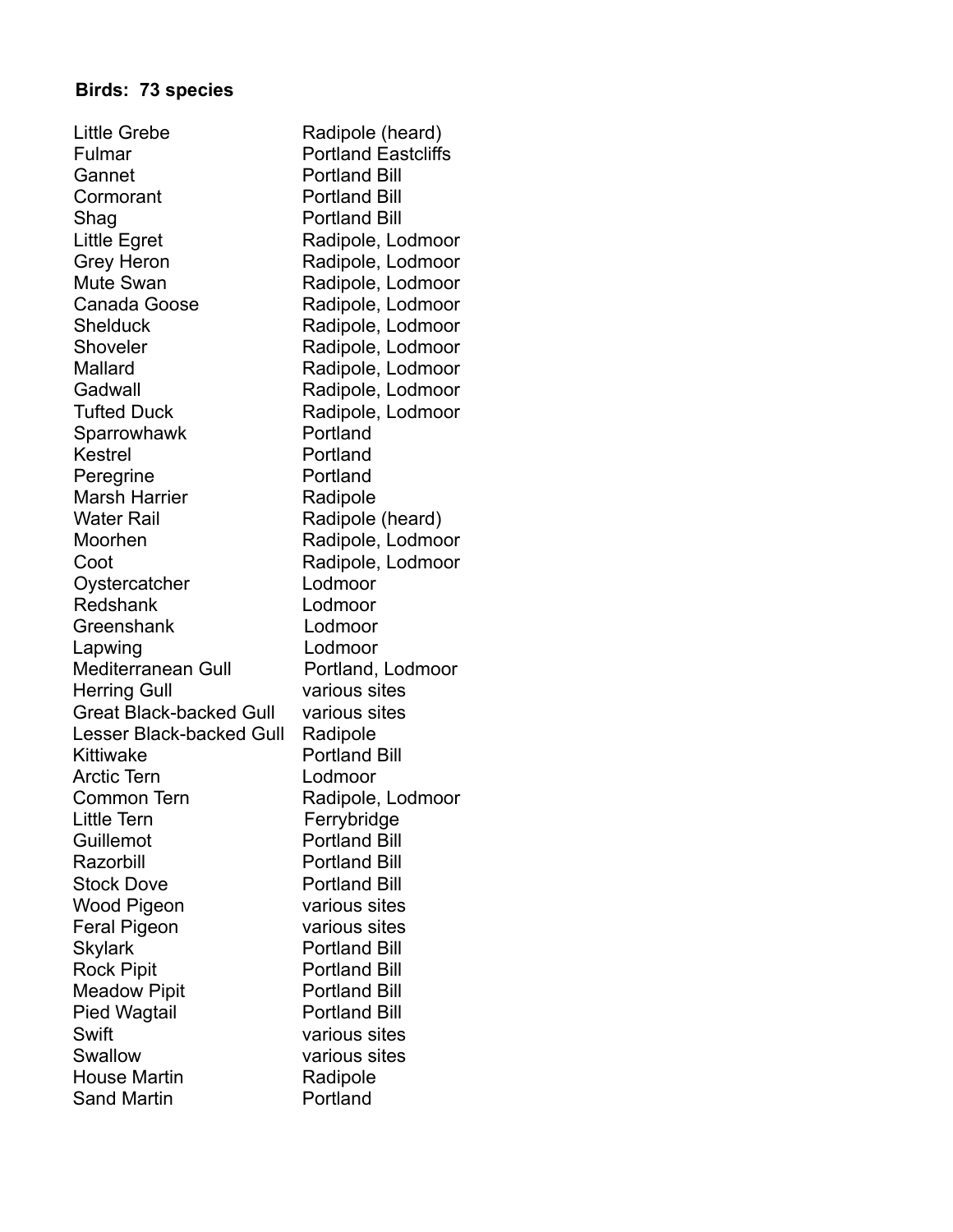**Birds: 73 species**

| | |
|---|---|
| Little Grebe | Radipole (heard) |
| Fulmar | Portland Eastcliffs |
| Gannet | Portland Bill |
| Cormorant | Portland Bill |
| Shag | Portland Bill |
| Little Egret | Radipole, Lodmoor |
| Grey Heron | Radipole, Lodmoor |
| Mute Swan | Radipole, Lodmoor |
| Canada Goose | Radipole, Lodmoor |
| Shelduck | Radipole, Lodmoor |
| Shoveler | Radipole, Lodmoor |
| Mallard | Radipole, Lodmoor |
| Gadwall | Radipole, Lodmoor |
| Tufted Duck | Radipole, Lodmoor |
| Sparrowhawk | Portland |
| Kestrel | Portland |
| Peregrine | Portland |
| Marsh Harrier | Radipole |
| Water Rail | Radipole (heard) |
| Moorhen | Radipole, Lodmoor |
| Coot | Radipole, Lodmoor |
| Oystercatcher | Lodmoor |
| Redshank | Lodmoor |
| Greenshank | Lodmoor |
| Lapwing | Lodmoor |
| Mediterranean Gull | Portland, Lodmoor |
| Herring Gull | various sites |
| Great Black-backed Gull | various sites |
| Lesser Black-backed Gull | Radipole |
| Kittiwake | Portland Bill |
| Arctic Tern | Lodmoor |
| Common Tern | Radipole, Lodmoor |
| Little Tern | Ferrybridge |
| Guillemot | Portland Bill |
| Razorbill | Portland Bill |
| Stock Dove | Portland Bill |
| Wood Pigeon | various sites |
| Feral Pigeon | various sites |
| Skylark | Portland Bill |
| Rock Pipit | Portland Bill |
| Meadow Pipit | Portland Bill |
| Pied Wagtail | Portland Bill |
| Swift | various sites |
| Swallow | various sites |
| House Martin | Radipole |
| Sand Martin | Portland |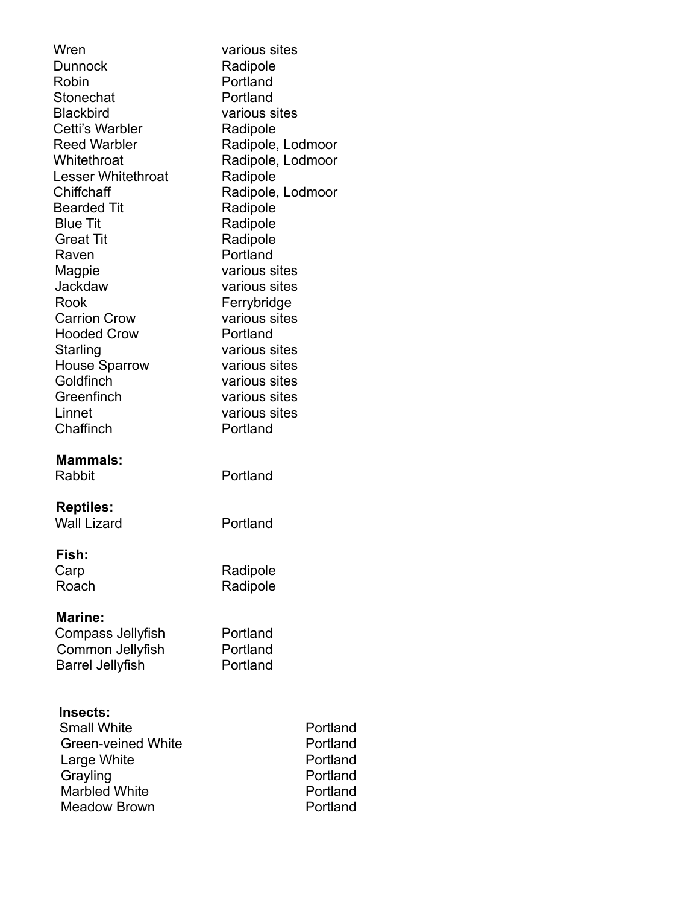| | |
|---|---|
| Wren | various sites |
| Dunnock | Radipole |
| Robin | Portland |
| Stonechat | Portland |
| Blackbird | various sites |
| Cetti's Warbler | Radipole |
| Reed Warbler | Radipole, Lodmoor |
| Whitethroat | Radipole, Lodmoor |
| Lesser Whitethroat | Radipole |
| Chiffchaff | Radipole, Lodmoor |
| Bearded Tit | Radipole |
| Blue Tit | Radipole |
| Great Tit | Radipole |
| Raven | Portland |
| Magpie | various sites |
| Jackdaw | various sites |
| Rook | Ferrybridge |
| Carrion Crow | various sites |
| Hooded Crow | Portland |
| Starling | various sites |
| House Sparrow | various sites |
| Goldfinch | various sites |
| Greenfinch | various sites |
| Linnet | various sites |
| Chaffinch | Portland |

**Mammals:**

| | |
|---|---|
| Rabbit | Portland |

**Reptiles:**

| | |
|---|---|
| Wall Lizard | Portland |

**Fish:**

| | |
|---|---|
| Carp | Radipole |
| Roach | Radipole |

**Marine:**

| | |
|---|---|
| Compass Jellyfish | Portland |
| Common Jellyfish | Portland |
| Barrel Jellyfish | Portland |

**Insects:**

| | |
|---|---|
| Small White | Portland |
| Green-veined White | Portland |
| Large White | Portland |
| Grayling | Portland |
| Marbled White | Portland |
| Meadow Brown | Portland |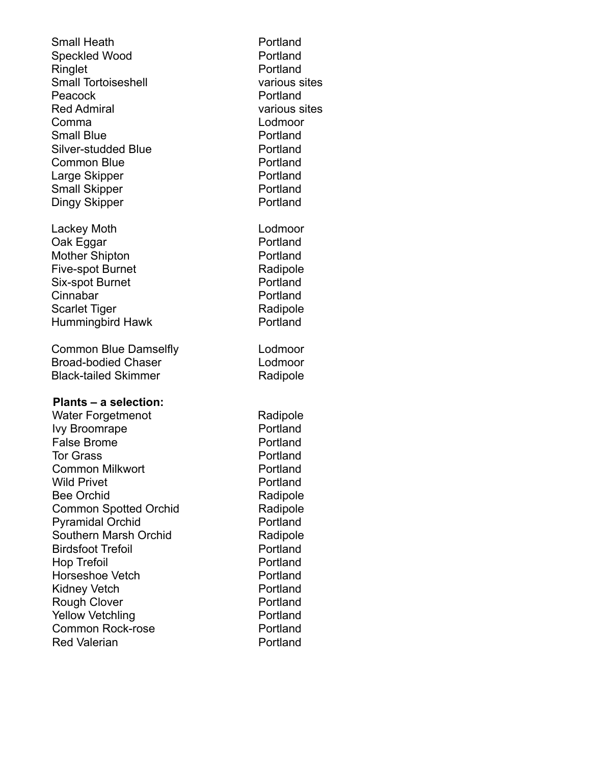| | |
|---|---|
| Small Heath | Portland |
| Speckled Wood | Portland |
| Ringlet | Portland |
| Small Tortoiseshell | various sites |
| Peacock | Portland |
| Red Admiral | various sites |
| Comma | Lodmoor |
| Small Blue | Portland |
| Silver-studded Blue | Portland |
| Common Blue | Portland |
| Large Skipper | Portland |
| Small Skipper | Portland |
| Dingy Skipper | Portland |

| | |
|---|---|
| Lackey Moth | Lodmoor |
| Oak Eggar | Portland |
| Mother Shipton | Portland |
| Five-spot Burnet | Radipole |
| Six-spot Burnet | Portland |
| Cinnabar | Portland |
| Scarlet Tiger | Radipole |
| Hummingbird Hawk | Portland |

| | |
|---|---|
| Common Blue Damselfly | Lodmoor |
| Broad-bodied Chaser | Lodmoor |
| Black-tailed Skimmer | Radipole |

**Plants – a selection:**

| | |
|---|---|
| Water Forgetmenot | Radipole |
| Ivy Broomrape | Portland |
| False Brome | Portland |
| Tor Grass | Portland |
| Common Milkwort | Portland |
| Wild Privet | Portland |
| Bee Orchid | Radipole |
| Common Spotted Orchid | Radipole |
| Pyramidal Orchid | Portland |
| Southern Marsh Orchid | Radipole |
| Birdsfoot Trefoil | Portland |
| Hop Trefoil | Portland |
| Horseshoe Vetch | Portland |
| Kidney Vetch | Portland |
| Rough Clover | Portland |
| Yellow Vetchling | Portland |
| Common Rock-rose | Portland |
| Red Valerian | Portland |